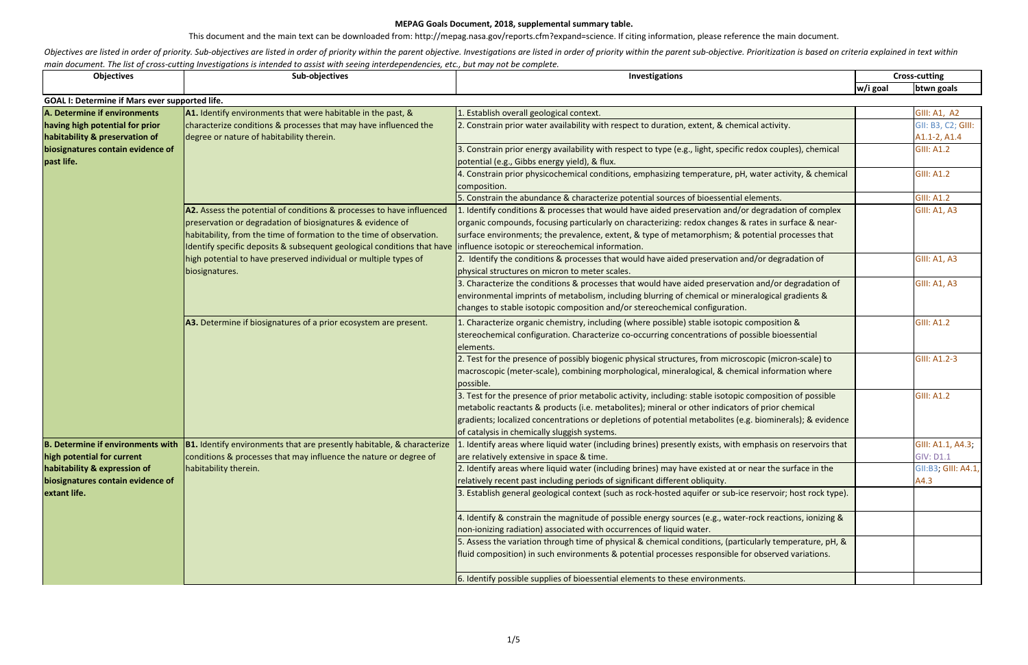**MEPAG Goals Document, 2018, supplemental summary table.**

This document and the main text can be downloaded from: http://mepag.nasa.gov/reports.cfm?expand=science. If citing information, please reference the main document.

*Objectives are listed in order of priority. Sub-objectives are listed in order of priority within the parent objective. Investigations are listed in order of priority within the parent sub-objective. Prioritization is based on criteria explained in text within main document. The list of cross-cutting Investigations is intended to assist with seeing interdependencies, etc., but may not be complete.*

| Objectives | Sub-objectives | Investigations | Cross-cutting | |
|---|---|---|---|---|
| | | | w/i goal | btwn goals |
| **GOAL I: Determine if Mars ever supported life.** | | | | |
| **A. Determine if environments having high potential for prior habitability & preservation of biosignatures contain evidence of past life.** | **A1.** Identify environments that were habitable in the past, & characterize conditions & processes that may have influenced the degree or nature of habitability therein. | 1. Establish overall geological context. | | GIII: A1, A2 |
| | | 2. Constrain prior water availability with respect to duration, extent, & chemical activity. | | GII: B3, C2; GIII: A1.1-2, A1.4 |
| | | 3. Constrain prior energy availability with respect to type (e.g., light, specific redox couples), chemical potential (e.g., Gibbs energy yield), & flux. | | GIII: A1.2 |
| | | 4. Constrain prior physicochemical conditions, emphasizing temperature, pH, water activity, & chemical composition. | | GIII: A1.2 |
| | | 5. Constrain the abundance & characterize potential sources of bioessential elements. | | GIII: A1.2 |
| | **A2.** Assess the potential of conditions & processes to have influenced preservation or degradation of biosignatures & evidence of habitability, from the time of formation to the time of observation. Identify specific deposits & subsequent geological conditions that have high potential to have preserved individual or multiple types of biosignatures. | 1. Identify conditions & processes that would have aided preservation and/or degradation of complex organic compounds, focusing particularly on characterizing: redox changes & rates in surface & near-surface environments; the prevalence, extent, & type of metamorphism; & potential processes that influence isotopic or stereochemical information. | | GIII: A1, A3 |
| | | 2. Identify the conditions & processes that would have aided preservation and/or degradation of physical structures on micron to meter scales. | | GIII: A1, A3 |
| | | 3. Characterize the conditions & processes that would have aided preservation and/or degradation of environmental imprints of metabolism, including blurring of chemical or mineralogical gradients & changes to stable isotopic composition and/or stereochemical configuration. | | GIII: A1, A3 |
| | **A3.** Determine if biosignatures of a prior ecosystem are present. | 1. Characterize organic chemistry, including (where possible) stable isotopic composition & stereochemical configuration. Characterize co-occurring concentrations of possible bioessential elements. | | GIII: A1.2 |
| | | 2. Test for the presence of possibly biogenic physical structures, from microscopic (micron-scale) to macroscopic (meter-scale), combining morphological, mineralogical, & chemical information where possible. | | GIII: A1.2-3 |
| | | 3. Test for the presence of prior metabolic activity, including: stable isotopic composition of possible metabolic reactants & products (i.e. metabolites); mineral or other indicators of prior chemical gradients; localized concentrations or depletions of potential metabolites (e.g. biominerals); & evidence of catalysis in chemically sluggish systems. | | GIII: A1.2 |
| **B. Determine if environments with high potential for current habitability & expression of biosignatures contain evidence of extant life.** | **B1.** Identify environments that are presently habitable, & characterize conditions & processes that may influence the nature or degree of habitability therein. | 1. Identify areas where liquid water (including brines) presently exists, with emphasis on reservoirs that are relatively extensive in space & time. | | GIII: A1.1, A4.3; GIV: D1.1 |
| | | 2. Identify areas where liquid water (including brines) may have existed at or near the surface in the relatively recent past including periods of significant different obliquity. | | GII:B3; GIII: A4.1, A4.3 |
| | | 3. Establish general geological context (such as rock-hosted aquifer or sub-ice reservoir; host rock type). | | |
| | | 4. Identify & constrain the magnitude of possible energy sources (e.g., water-rock reactions, ionizing & non-ionizing radiation) associated with occurrences of liquid water. | | |
| | | 5. Assess the variation through time of physical & chemical conditions, (particularly temperature, pH, & fluid composition) in such environments & potential processes responsible for observed variations. | | |
| | | 6. Identify possible supplies of bioessential elements to these environments. | | |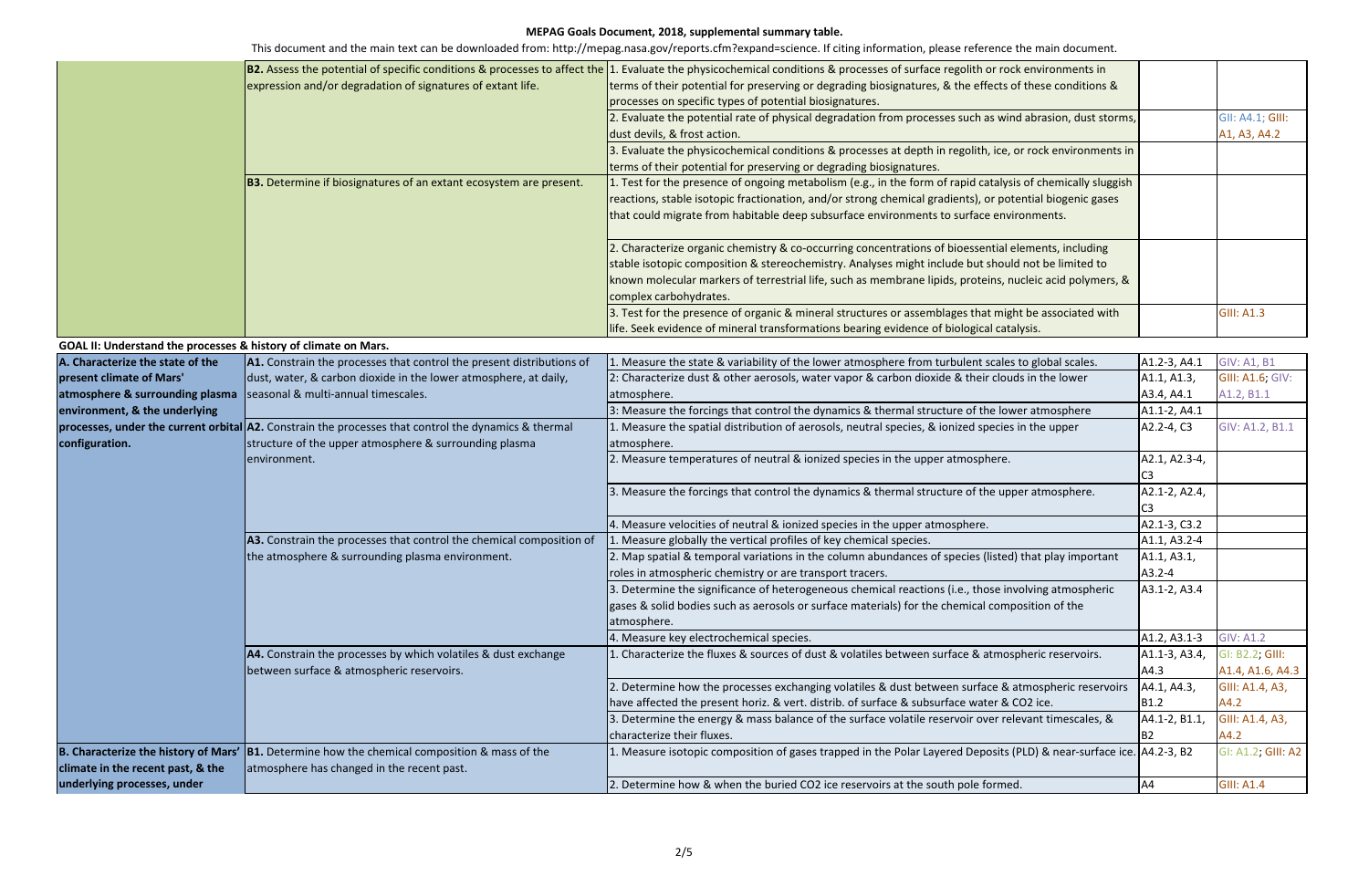**MEPAG Goals Document, 2018, supplemental summary table.**

This document and the main text can be downloaded from: http://mepag.nasa.gov/reports.cfm?expand=science. If citing information, please reference the main document.

| | | | | |
|---|---|---|---|---|
| | **B2.** Assess the potential of specific conditions & processes to affect the expression and/or degradation of signatures of extant life. | 1. Evaluate the physicochemical conditions & processes of surface regolith or rock environments in terms of their potential for preserving or degrading biosignatures, & the effects of these conditions & processes on specific types of potential biosignatures. | | |
| | | 2. Evaluate the potential rate of physical degradation from processes such as wind abrasion, dust storms, dust devils, & frost action. | | GII: A4.1; GIII: A1, A3, A4.2 |
| | | 3. Evaluate the physicochemical conditions & processes at depth in regolith, ice, or rock environments in terms of their potential for preserving or degrading biosignatures. | | |
| | **B3.** Determine if biosignatures of an extant ecosystem are present. | 1. Test for the presence of ongoing metabolism (e.g., in the form of rapid catalysis of chemically sluggish reactions, stable isotopic fractionation, and/or strong chemical gradients), or potential biogenic gases that could migrate from habitable deep subsurface environments to surface environments. | | |
| | | 2. Characterize organic chemistry & co-occurring concentrations of bioessential elements, including stable isotopic composition & stereochemistry. Analyses might include but should not be limited to known molecular markers of terrestrial life, such as membrane lipids, proteins, nucleic acid polymers, & complex carbohydrates. | | |
| | | 3. Test for the presence of organic & mineral structures or assemblages that might be associated with life. Seek evidence of mineral transformations bearing evidence of biological catalysis. | | GIII: A1.3 |

**GOAL II: Understand the processes & history of climate on Mars.**

| | | | | |
|---|---|---|---|---|
| **A. Characterize the state of the present climate of Mars' atmosphere & surrounding plasma environment, & the underlying processes, under the current orbital configuration.** | **A1.** Constrain the processes that control the present distributions of dust, water, & carbon dioxide in the lower atmosphere, at daily, seasonal & multi-annual timescales. | 1. Measure the state & variability of the lower atmosphere from turbulent scales to global scales. | A1.2-3, A4.1 | GIV: A1, B1 |
| | | 2: Characterize dust & other aerosols, water vapor & carbon dioxide & their clouds in the lower atmosphere. | A1.1, A1.3, A3.4, A4.1 | GIII: A1.6; GIV: A1.2, B1.1 |
| | | 3: Measure the forcings that control the dynamics & thermal structure of the lower atmosphere | A1.1-2, A4.1 | |
| | **A2.** Constrain the processes that control the dynamics & thermal structure of the upper atmosphere & surrounding plasma environment. | 1. Measure the spatial distribution of aerosols, neutral species, & ionized species in the upper atmosphere. | A2.2-4, C3 | GIV: A1.2, B1.1 |
| | | 2. Measure temperatures of neutral & ionized species in the upper atmosphere. | A2.1, A2.3-4, C3 | |
| | | 3. Measure the forcings that control the dynamics & thermal structure of the upper atmosphere. | A2.1-2, A2.4, C3 | |
| | | 4. Measure velocities of neutral & ionized species in the upper atmosphere. | A2.1-3, C3.2 | |
| | **A3.** Constrain the processes that control the chemical composition of the atmosphere & surrounding plasma environment. | 1. Measure globally the vertical profiles of key chemical species. | A1.1, A3.2-4 | |
| | | 2. Map spatial & temporal variations in the column abundances of species (listed) that play important roles in atmospheric chemistry or are transport tracers. | A1.1, A3.1, A3.2-4 | |
| | | 3. Determine the significance of heterogeneous chemical reactions (i.e., those involving atmospheric gases & solid bodies such as aerosols or surface materials) for the chemical composition of the atmosphere. | A3.1-2, A3.4 | |
| | | 4. Measure key electrochemical species. | A1.2, A3.1-3 | GIV: A1.2 |
| | **A4.** Constrain the processes by which volatiles & dust exchange between surface & atmospheric reservoirs. | 1. Characterize the fluxes & sources of dust & volatiles between surface & atmospheric reservoirs. | A1.1-3, A3.4, A4.3 | GI: B2.2; GIII: A1.4, A1.6, A4.3 |
| | | 2. Determine how the processes exchanging volatiles & dust between surface & atmospheric reservoirs have affected the present horiz. & vert. distrib. of surface & subsurface water & CO2 ice. | A4.1, A4.3, B1.2 | GIII: A1.4, A3, A4.2 |
| | | 3. Determine the energy & mass balance of the surface volatile reservoir over relevant timescales, & characterize their fluxes. | A4.1-2, B1.1, B2 | GIII: A1.4, A3, A4.2 |
| **B. Characterize the history of Mars' climate in the recent past, & the underlying processes, under** | **B1.** Determine how the chemical composition & mass of the atmosphere has changed in the recent past. | 1. Measure isotopic composition of gases trapped in the Polar Layered Deposits (PLD) & near-surface ice. | A4.2-3, B2 | GI: A1.2; GIII: A2 |
| | | 2. Determine how & when the buried CO2 ice reservoirs at the south pole formed. | A4 | GIII: A1.4 |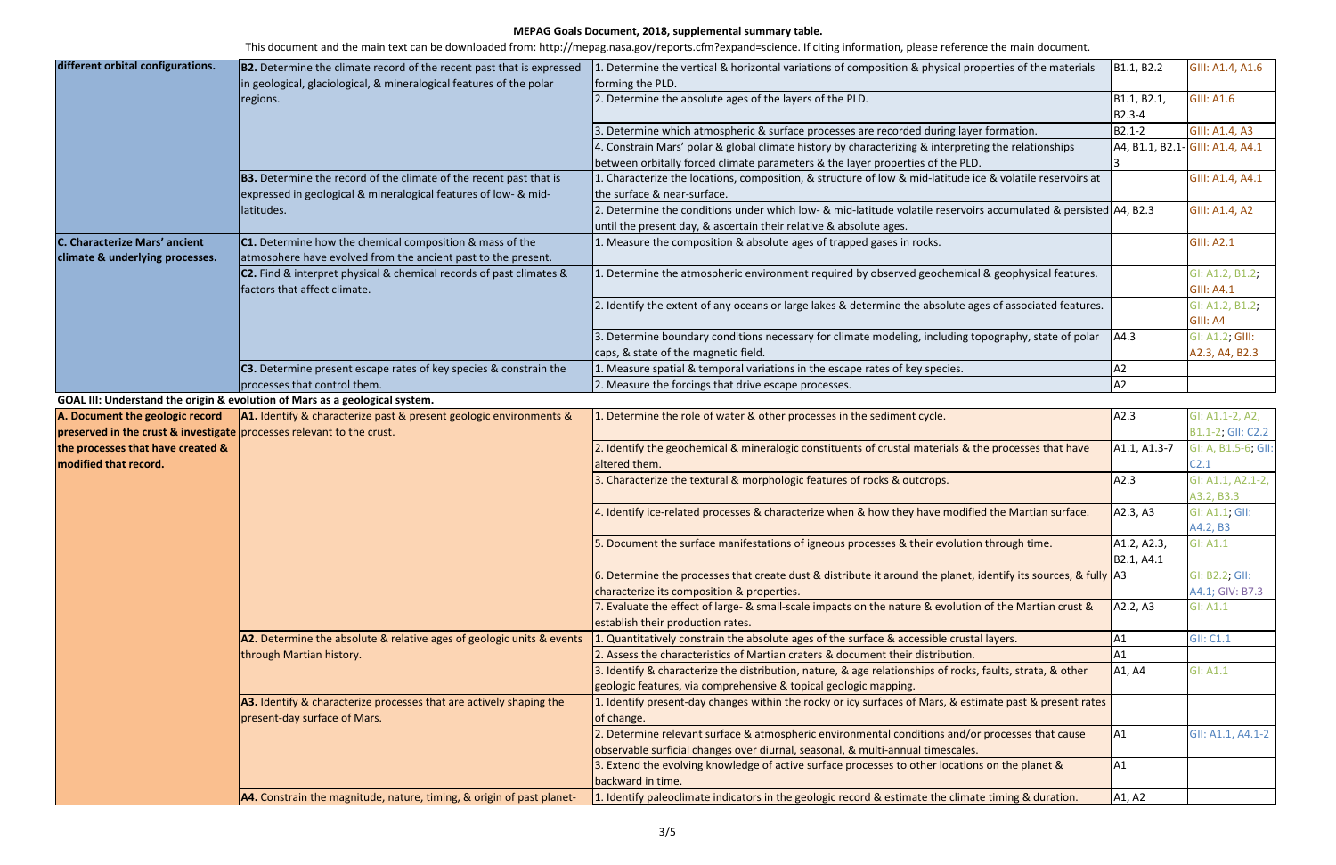**MEPAG Goals Document, 2018, supplemental summary table.**

This document and the main text can be downloaded from: http://mepag.nasa.gov/reports.cfm?expand=science. If citing information, please reference the main document.

| | | | | |
|---|---|---|---|---|
| **different orbital configurations.** | **B2.** Determine the climate record of the recent past that is expressed in geological, glaciological, & mineralogical features of the polar regions. | 1. Determine the vertical & horizontal variations of composition & physical properties of the materials forming the PLD. | B1.1, B2.2 | GIII: A1.4, A1.6 |
| | | 2. Determine the absolute ages of the layers of the PLD. | B1.1, B2.1, B2.3-4 | GIII: A1.6 |
| | | 3. Determine which atmospheric & surface processes are recorded during layer formation. | B2.1-2 | GIII: A1.4, A3 |
| | | 4. Constrain Mars' polar & global climate history by characterizing & interpreting the relationships between orbitally forced climate parameters & the layer properties of the PLD. | A4, B1.1, B2.1-3 | GIII: A1.4, A4.1 |
| | **B3.** Determine the record of the climate of the recent past that is expressed in geological & mineralogical features of low- & mid-latitudes. | 1. Characterize the locations, composition, & structure of low & mid-latitude ice & volatile reservoirs at the surface & near-surface. | | GIII: A1.4, A4.1 |
| | | 2. Determine the conditions under which low- & mid-latitude volatile reservoirs accumulated & persisted until the present day, & ascertain their relative & absolute ages. | A4, B2.3 | GIII: A1.4, A2 |
| **C. Characterize Mars' ancient climate & underlying processes.** | **C1.** Determine how the chemical composition & mass of the atmosphere have evolved from the ancient past to the present. | 1. Measure the composition & absolute ages of trapped gases in rocks. | | GIII: A2.1 |
| | **C2.** Find & interpret physical & chemical records of past climates & factors that affect climate. | 1. Determine the atmospheric environment required by observed geochemical & geophysical features. | | GI: A1.2, B1.2; GIII: A4.1 |
| | | 2. Identify the extent of any oceans or large lakes & determine the absolute ages of associated features. | | GI: A1.2, B1.2; GIII: A4 |
| | | 3. Determine boundary conditions necessary for climate modeling, including topography, state of polar caps, & state of the magnetic field. | A4.3 | GI: A1.2; GIII: A2.3, A4, B2.3 |
| | **C3.** Determine present escape rates of key species & constrain the processes that control them. | 1. Measure spatial & temporal variations in the escape rates of key species. | A2 | |
| | | 2. Measure the forcings that drive escape processes. | A2 | |

**GOAL III: Understand the origin & evolution of Mars as a geological system.**

| | | | | |
|---|---|---|---|---|
| **A. Document the geologic record preserved in the crust & investigate the processes that have created & modified that record.** | **A1.** Identify & characterize past & present geologic environments & processes relevant to the crust. | 1. Determine the role of water & other processes in the sediment cycle. | A2.3 | GI: A1.1-2, A2, B1.1-2; GII: C2.2 |
| | | 2. Identify the geochemical & mineralogic constituents of crustal materials & the processes that have altered them. | A1.1, A1.3-7 | GI: A, B1.5-6; GII: C2.1 |
| | | 3. Characterize the textural & morphologic features of rocks & outcrops. | A2.3 | GI: A1.1, A2.1-2, A3.2, B3.3 |
| | | 4. Identify ice-related processes & characterize when & how they have modified the Martian surface. | A2.3, A3 | GI: A1.1; GII: A4.2, B3 |
| | | 5. Document the surface manifestations of igneous processes & their evolution through time. | A1.2, A2.3, B2.1, A4.1 | GI: A1.1 |
| | | 6. Determine the processes that create dust & distribute it around the planet, identify its sources, & fully characterize its composition & properties. | A3 | GI: B2.2; GII: A4.1; GIV: B7.3 |
| | | 7. Evaluate the effect of large- & small-scale impacts on the nature & evolution of the Martian crust & establish their production rates. | A2.2, A3 | GI: A1.1 |
| | **A2.** Determine the absolute & relative ages of geologic units & events through Martian history. | 1. Quantitatively constrain the absolute ages of the surface & accessible crustal layers. | A1 | GII: C1.1 |
| | | 2. Assess the characteristics of Martian craters & document their distribution. | A1 | |
| | | 3. Identify & characterize the distribution, nature, & age relationships of rocks, faults, strata, & other geologic features, via comprehensive & topical geologic mapping. | A1, A4 | GI: A1.1 |
| | **A3.** Identify & characterize processes that are actively shaping the present-day surface of Mars. | 1. Identify present-day changes within the rocky or icy surfaces of Mars, & estimate past & present rates of change. | | |
| | | 2. Determine relevant surface & atmospheric environmental conditions and/or processes that cause observable surficial changes over diurnal, seasonal, & multi-annual timescales. | A1 | GII: A1.1, A4.1-2 |
| | | 3. Extend the evolving knowledge of active surface processes to other locations on the planet & backward in time. | A1 | |
| | **A4.** Constrain the magnitude, nature, timing, & origin of past planet- | 1. Identify paleoclimate indicators in the geologic record & estimate the climate timing & duration. | A1, A2 | |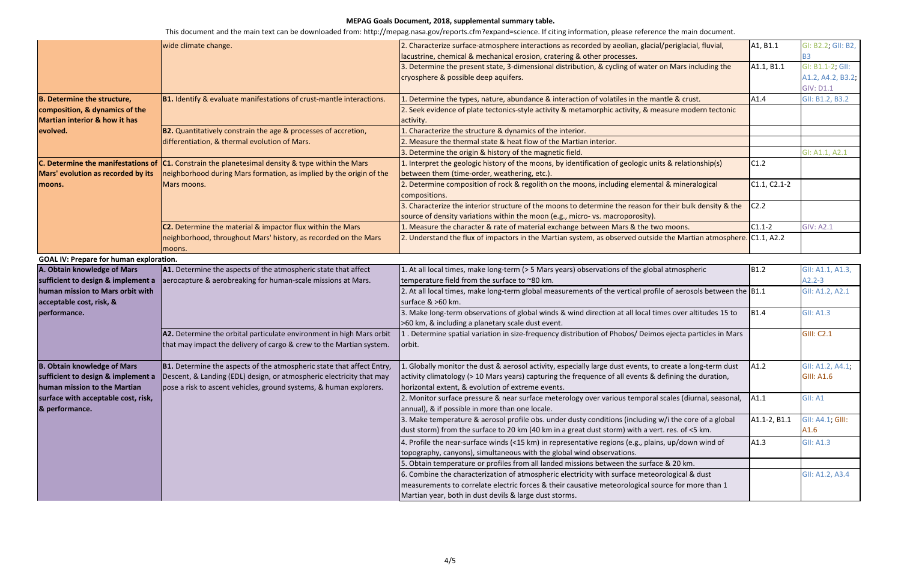**MEPAG Goals Document, 2018, supplemental summary table.**

This document and the main text can be downloaded from: http://mepag.nasa.gov/reports.cfm?expand=science. If citing information, please reference the main document.

| | | | | |
|---|---|---|---|---|
| | wide climate change. | 2. Characterize surface-atmosphere interactions as recorded by aeolian, glacial/periglacial, fluvial, lacustrine, chemical & mechanical erosion, cratering & other processes. | A1, B1.1 | GI: B2.2; GII: B2, B3 |
| | | 3. Determine the present state, 3-dimensional distribution, & cycling of water on Mars including the cryosphere & possible deep aquifers. | A1.1, B1.1 | GI: B1.1-2; GII: A1.2, A4.2, B3.2; GIV: D1.1 |
| **B. Determine the structure, composition, & dynamics of the Martian interior & how it has evolved.** | **B1.** Identify & evaluate manifestations of crust-mantle interactions. | 1. Determine the types, nature, abundance & interaction of volatiles in the mantle & crust. | A1.4 | GII: B1.2, B3.2 |
| | | 2. Seek evidence of plate tectonics-style activity & metamorphic activity, & measure modern tectonic activity. | | |
| | **B2.** Quantitatively constrain the age & processes of accretion, differentiation, & thermal evolution of Mars. | 1. Characterize the structure & dynamics of the interior. | | |
| | | 2. Measure the thermal state & heat flow of the Martian interior. | | |
| | | 3. Determine the origin & history of the magnetic field. | | GI: A1.1, A2.1 |
| **C. Determine the manifestations of Mars' evolution as recorded by its moons.** | **C1.** Constrain the planetesimal density & type within the Mars neighborhood during Mars formation, as implied by the origin of the Mars moons. | 1. Interpret the geologic history of the moons, by identification of geologic units & relationship(s) between them (time-order, weathering, etc.). | C1.2 | |
| | | 2. Determine composition of rock & regolith on the moons, including elemental & mineralogical compositions. | C1.1, C2.1-2 | |
| | | 3. Characterize the interior structure of the moons to determine the reason for their bulk density & the source of density variations within the moon (e.g., micro- vs. macroporosity). | C2.2 | |
| | **C2.** Determine the material & impactor flux within the Mars neighborhood, throughout Mars' history, as recorded on the Mars moons. | 1. Measure the character & rate of material exchange between Mars & the two moons. | C1.1-2 | GIV: A2.1 |
| | | 2. Understand the flux of impactors in the Martian system, as observed outside the Martian atmosphere. | C1.1, A2.2 | |
| **GOAL IV: Prepare for human exploration.** | | | | |
| **A. Obtain knowledge of Mars sufficient to design & implement a human mission to Mars orbit with acceptable cost, risk, & performance.** | **A1.** Determine the aspects of the atmospheric state that affect aerocapture & aerobreaking for human-scale missions at Mars. | 1. At all local times, make long-term (> 5 Mars years) observations of the global atmospheric temperature field from the surface to ~80 km. | B1.2 | GII: A1.1, A1.3, A2.2-3 |
| | | 2. At all local times, make long-term global measurements of the vertical profile of aerosols between the surface & >60 km. | B1.1 | GII: A1.2, A2.1 |
| | | 3. Make long-term observations of global winds & wind direction at all local times over altitudes 15 to >60 km, & including a planetary scale dust event. | B1.4 | GII: A1.3 |
| | **A2.** Determine the orbital particulate environment in high Mars orbit that may impact the delivery of cargo & crew to the Martian system. | 1 . Determine spatial variation in size-frequency distribution of Phobos/ Deimos ejecta particles in Mars orbit. | | GIII: C2.1 |
| **B. Obtain knowledge of Mars sufficient to design & implement a human mission to the Martian surface with acceptable cost, risk, & performance.** | **B1.** Determine the aspects of the atmospheric state that affect Entry, Descent, & Landing (EDL) design, or atmospheric electricity that may pose a risk to ascent vehicles, ground systems, & human explorers. | 1. Globally monitor the dust & aerosol activity, especially large dust events, to create a long-term dust activity climatology (> 10 Mars years) capturing the frequence of all events & defining the duration, horizontal extent, & evolution of extreme events. | A1.2 | GII: A1.2, A4.1; GIII: A1.6 |
| | | 2. Monitor surface pressure & near surface meterology over various temporal scales (diurnal, seasonal, annual), & if possible in more than one locale. | A1.1 | GII: A1 |
| | | 3. Make temperature & aerosol profile obs. under dusty conditions (including w/i the core of a global dust storm) from the surface to 20 km (40 km in a great dust storm) with a vert. res. of <5 km. | A1.1-2, B1.1 | GII: A4.1; GIII: A1.6 |
| | | 4. Profile the near-surface winds (<15 km) in representative regions (e.g., plains, up/down wind of topography, canyons), simultaneous with the global wind observations. | A1.3 | GII: A1.3 |
| | | 5. Obtain temperature or profiles from all landed missions between the surface & 20 km. | | |
| | | 6. Combine the characterization of atmospheric electricity with surface meteorological & dust measurements to correlate electric forces & their causative meteorological source for more than 1 Martian year, both in dust devils & large dust storms. | | GII: A1.2, A3.4 |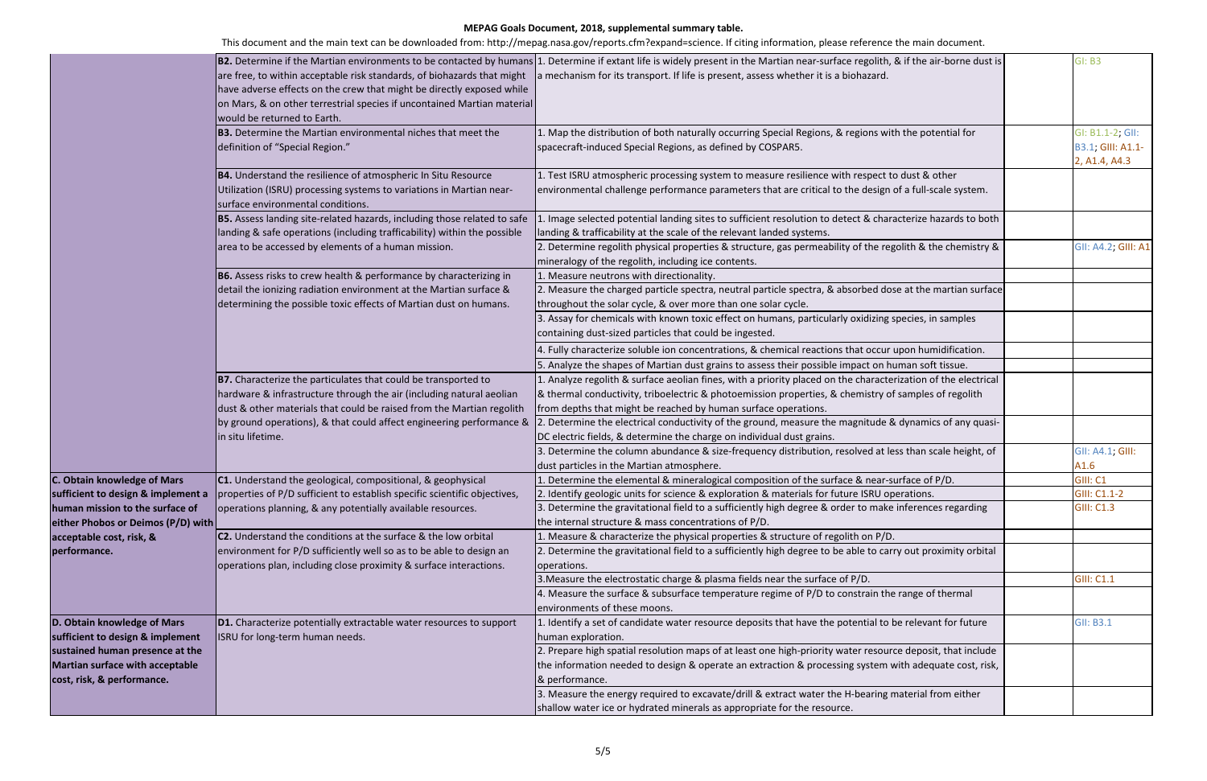**MEPAG Goals Document, 2018, supplemental summary table.**

This document and the main text can be downloaded from: http://mepag.nasa.gov/reports.cfm?expand=science. If citing information, please reference the main document.

| | | | | |
|---|---|---|---|---|
| | **B2.** Determine if the Martian environments to be contacted by humans are free, to within acceptable risk standards, of biohazards that might have adverse effects on the crew that might be directly exposed while on Mars, & on other terrestrial species if uncontained Martian material would be returned to Earth. | 1. Determine if extant life is widely present in the Martian near-surface regolith, & if the air-borne dust is a mechanism for its transport. If life is present, assess whether it is a biohazard. | | GI: B3 |
| | **B3.** Determine the Martian environmental niches that meet the definition of "Special Region." | 1. Map the distribution of both naturally occurring Special Regions, & regions with the potential for spacecraft-induced Special Regions, as defined by COSPAR5. | | GI: B1.1-2; GII: B3.1; GIII: A1.1-2, A1.4, A4.3 |
| | **B4.** Understand the resilience of atmospheric In Situ Resource Utilization (ISRU) processing systems to variations in Martian near-surface environmental conditions. | 1. Test ISRU atmospheric processing system to measure resilience with respect to dust & other environmental challenge performance parameters that are critical to the design of a full-scale system. | | |
| | **B5.** Assess landing site-related hazards, including those related to safe landing & safe operations (including trafficability) within the possible area to be accessed by elements of a human mission. | 1. Image selected potential landing sites to sufficient resolution to detect & characterize hazards to both landing & trafficability at the scale of the relevant landed systems. | | |
| | | 2. Determine regolith physical properties & structure, gas permeability of the regolith & the chemistry & mineralogy of the regolith, including ice contents. | | GII: A4.2; GIII: A1 |
| | **B6.** Assess risks to crew health & performance by characterizing in detail the ionizing radiation environment at the Martian surface & determining the possible toxic effects of Martian dust on humans. | 1. Measure neutrons with directionality. | | |
| | | 2. Measure the charged particle spectra, neutral particle spectra, & absorbed dose at the martian surface throughout the solar cycle, & over more than one solar cycle. | | |
| | | 3. Assay for chemicals with known toxic effect on humans, particularly oxidizing species, in samples containing dust-sized particles that could be ingested. | | |
| | | 4. Fully characterize soluble ion concentrations, & chemical reactions that occur upon humidification. | | |
| | | 5. Analyze the shapes of Martian dust grains to assess their possible impact on human soft tissue. | | |
| | **B7.** Characterize the particulates that could be transported to hardware & infrastructure through the air (including natural aeolian dust & other materials that could be raised from the Martian regolith by ground operations), & that could affect engineering performance & in situ lifetime. | 1. Analyze regolith & surface aeolian fines, with a priority placed on the characterization of the electrical & thermal conductivity, triboelectric & photoemission properties, & chemistry of samples of regolith from depths that might be reached by human surface operations. | | |
| | | 2. Determine the electrical conductivity of the ground, measure the magnitude & dynamics of any quasi-DC electric fields, & determine the charge on individual dust grains. | | |
| | | 3. Determine the column abundance & size-frequency distribution, resolved at less than scale height, of dust particles in the Martian atmosphere. | | GII: A4.1; GIII: A1.6 |
| **C. Obtain knowledge of Mars sufficient to design & implement a human mission to the surface of either Phobos or Deimos (P/D) with acceptable cost, risk, & performance.** | **C1.** Understand the geological, compositional, & geophysical properties of P/D sufficient to establish specific scientific objectives, operations planning, & any potentially available resources. | 1. Determine the elemental & mineralogical composition of the surface & near-surface of P/D. | | GIII: C1 |
| | | 2. Identify geologic units for science & exploration & materials for future ISRU operations. | | GIII: C1.1-2 |
| | | 3. Determine the gravitational field to a sufficiently high degree & order to make inferences regarding the internal structure & mass concentrations of P/D. | | GIII: C1.3 |
| | **C2.** Understand the conditions at the surface & the low orbital environment for P/D sufficiently well so as to be able to design an operations plan, including close proximity & surface interactions. | 1. Measure & characterize the physical properties & structure of regolith on P/D. | | |
| | | 2. Determine the gravitational field to a sufficiently high degree to be able to carry out proximity orbital operations. | | |
| | | 3.Measure the electrostatic charge & plasma fields near the surface of P/D. | | GIII: C1.1 |
| | | 4. Measure the surface & subsurface temperature regime of P/D to constrain the range of thermal environments of these moons. | | |
| **D. Obtain knowledge of Mars sufficient to design & implement sustained human presence at the Martian surface with acceptable cost, risk, & performance.** | **D1.** Characterize potentially extractable water resources to support ISRU for long-term human needs. | 1. Identify a set of candidate water resource deposits that have the potential to be relevant for future human exploration. | | GII: B3.1 |
| | | 2. Prepare high spatial resolution maps of at least one high-priority water resource deposit, that include the information needed to design & operate an extraction & processing system with adequate cost, risk, & performance. | | |
| | | 3. Measure the energy required to excavate/drill & extract water the H-bearing material from either shallow water ice or hydrated minerals as appropriate for the resource. | | |